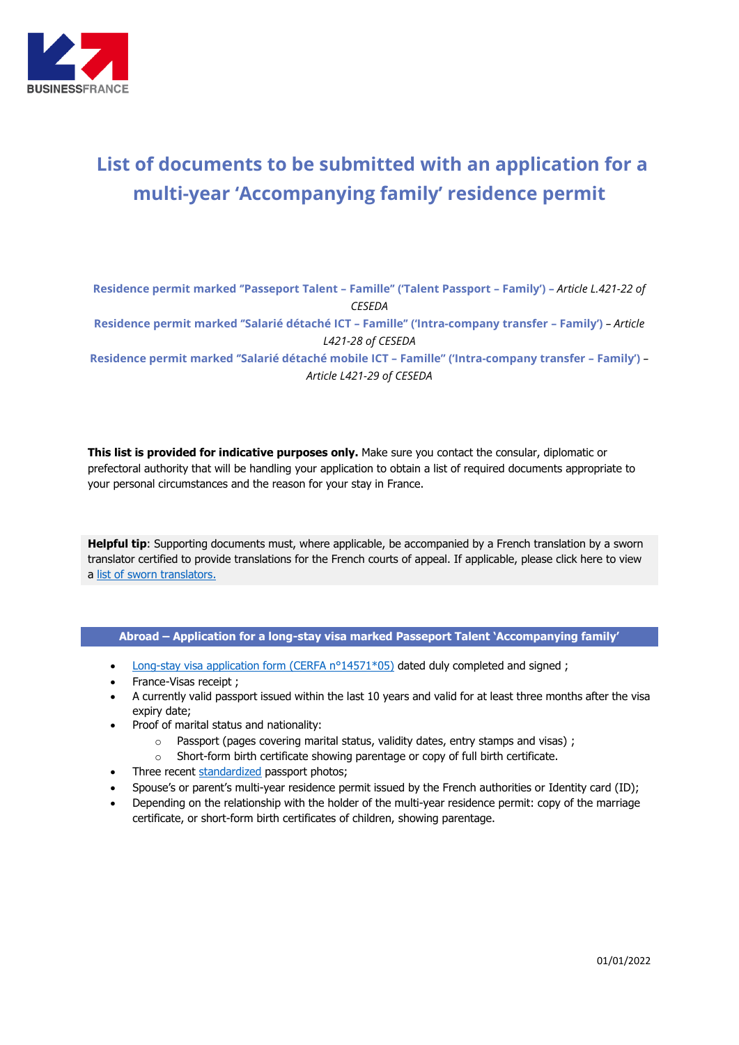# List of documents to be submitted with an application for a multi-year 'Accompanying family' residence permit

**Residence permit marked "Passeport Talent – Famille" ('Talent Passport – Family')** – *Article L.421-22 of CESEDA*

**Residence permit marked "Salarié détaché ICT – Famille" ('Intra-company transfer – Family')** – *Article L421-28 of CESEDA*

**Residence permit marked "Salarié détaché mobile ICT – Famille" ('Intra-company transfer – Family')** – *Article L421-29 of CESEDA*

**This list is provided for indicative purposes only.** Make sure you contact the consular, diplomatic or prefectoral authority that will be handling your application to obtain a list of required documents appropriate to your personal circumstances and the reason for your stay in France.

**Helpful tip**: Supporting documents must, where applicable, be accompanied by a French translation by a sworn translator certified to provide translations for the French courts of appeal. If applicable, please click here to view a list of sworn translators.

## Abroad – Application for a long-stay visa marked Passeport Talent 'Accompanying family'

- Long-stay visa application form (CERFA n°14571*05) dated duly completed and signed ;
- France-Visas receipt ;
- A currently valid passport issued within the last 10 years and valid for at least three months after the visa expiry date;
- Proof of marital status and nationality:
  - Passport (pages covering marital status, validity dates, entry stamps and visas) ;
  - Short-form birth certificate showing parentage or copy of full birth certificate.
- Three recent standardized passport photos;
- Spouse's or parent's multi-year residence permit issued by the French authorities or Identity card (ID);
- Depending on the relationship with the holder of the multi-year residence permit: copy of the marriage certificate, or short-form birth certificates of children, showing parentage.

01/01/2022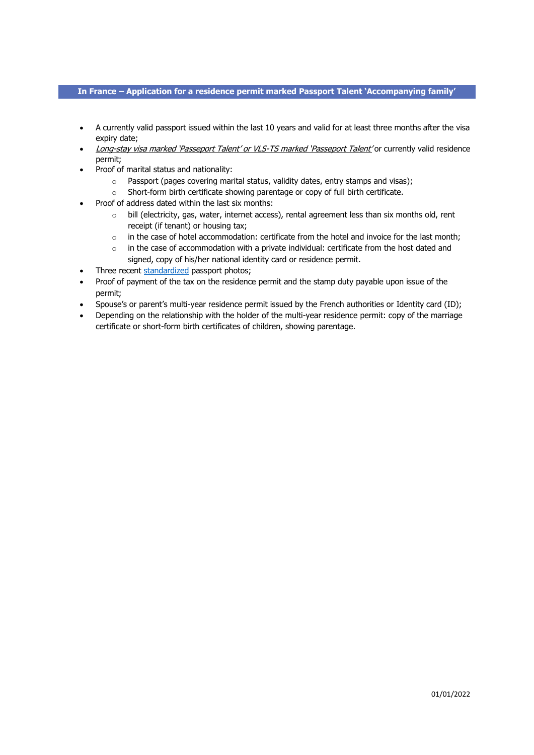**In France – Application for a residence permit marked Passport Talent 'Accompanying family'**

- A currently valid passport issued within the last 10 years and valid for at least three months after the visa expiry date;
- *Long-stay visa marked 'Passeport Talent' or VLS-TS marked 'Passeport Talent'* or currently valid residence permit;
- Proof of marital status and nationality:
  - Passport (pages covering marital status, validity dates, entry stamps and visas);
  - Short-form birth certificate showing parentage or copy of full birth certificate.
- Proof of address dated within the last six months:
  - bill (electricity, gas, water, internet access), rental agreement less than six months old, rent receipt (if tenant) or housing tax;
  - in the case of hotel accommodation: certificate from the hotel and invoice for the last month;
  - in the case of accommodation with a private individual: certificate from the host dated and signed, copy of his/her national identity card or residence permit.
- Three recent standardized passport photos;
- Proof of payment of the tax on the residence permit and the stamp duty payable upon issue of the permit;
- Spouse's or parent's multi-year residence permit issued by the French authorities or Identity card (ID);
- Depending on the relationship with the holder of the multi-year residence permit: copy of the marriage certificate or short-form birth certificates of children, showing parentage.

01/01/2022